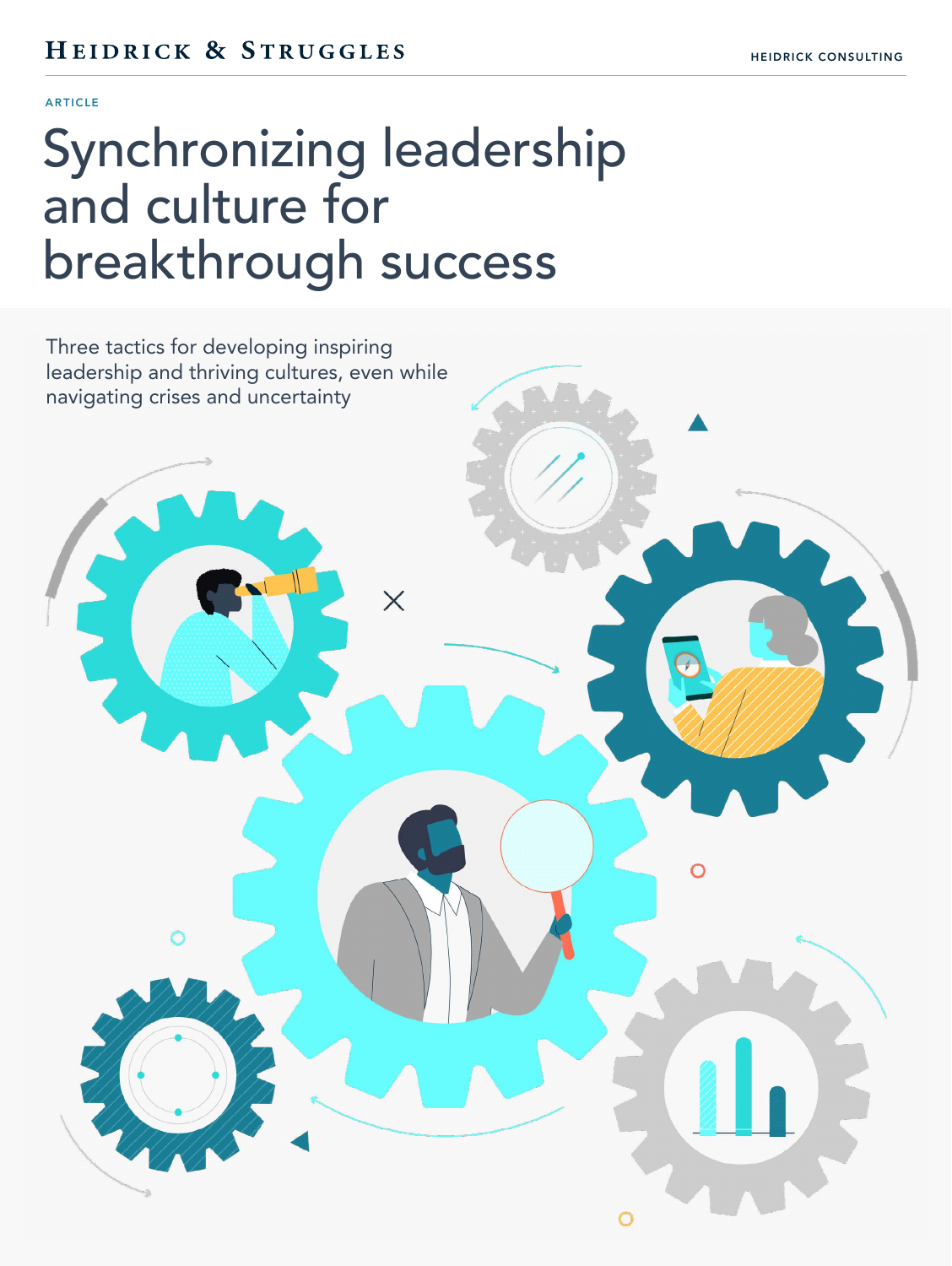ARTICLE

# Synchronizing leadership and culture for breakthrough success

Three tactics for developing inspiring leadership and thriving cultures, even while navigating crises and uncertainty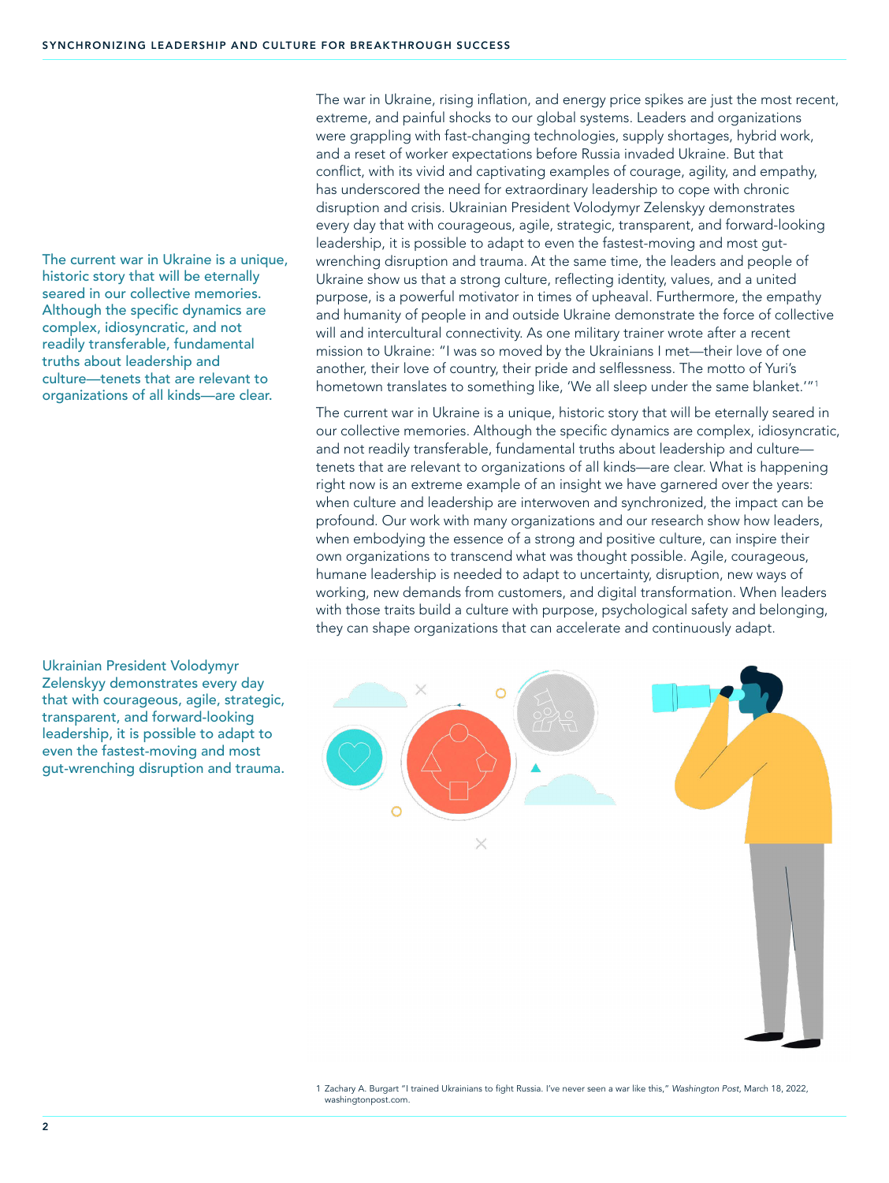The war in Ukraine, rising inflation, and energy price spikes are just the most recent, extreme, and painful shocks to our global systems. Leaders and organizations were grappling with fast-changing technologies, supply shortages, hybrid work, and a reset of worker expectations before Russia invaded Ukraine. But that conflict, with its vivid and captivating examples of courage, agility, and empathy, has underscored the need for extraordinary leadership to cope with chronic disruption and crisis. Ukrainian President Volodymyr Zelenskyy demonstrates every day that with courageous, agile, strategic, transparent, and forward-looking leadership, it is possible to adapt to even the fastest-moving and most gut-wrenching disruption and trauma. At the same time, the leaders and people of Ukraine show us that a strong culture, reflecting identity, values, and a united purpose, is a powerful motivator in times of upheaval. Furthermore, the empathy and humanity of people in and outside Ukraine demonstrate the force of collective will and intercultural connectivity. As one military trainer wrote after a recent mission to Ukraine: "I was so moved by the Ukrainians I met—their love of one another, their love of country, their pride and selflessness. The motto of Yuri's hometown translates to something like, 'We all sleep under the same blanket.'"[1]

The current war in Ukraine is a unique, historic story that will be eternally seared in our collective memories. Although the specific dynamics are complex, idiosyncratic, and not readily transferable, fundamental truths about leadership and culture—tenets that are relevant to organizations of all kinds—are clear. What is happening right now is an extreme example of an insight we have garnered over the years: when culture and leadership are interwoven and synchronized, the impact can be profound. Our work with many organizations and our research show how leaders, when embodying the essence of a strong and positive culture, can inspire their own organizations to transcend what was thought possible. Agile, courageous, humane leadership is needed to adapt to uncertainty, disruption, new ways of working, new demands from customers, and digital transformation. When leaders with those traits build a culture with purpose, psychological safety and belonging, they can shape organizations that can accelerate and continuously adapt.

> The current war in Ukraine is a unique, historic story that will be eternally seared in our collective memories. Although the specific dynamics are complex, idiosyncratic, and not readily transferable, fundamental truths about leadership and culture—tenets that are relevant to organizations of all kinds—are clear.

> Ukrainian President Volodymyr Zelenskyy demonstrates every day that with courageous, agile, strategic, transparent, and forward-looking leadership, it is possible to adapt to even the fastest-moving and most gut-wrenching disruption and trauma.

1 Zachary A. Burgart "I trained Ukrainians to fight Russia. I've never seen a war like this," *Washington Post*, March 18, 2022, washingtonpost.com.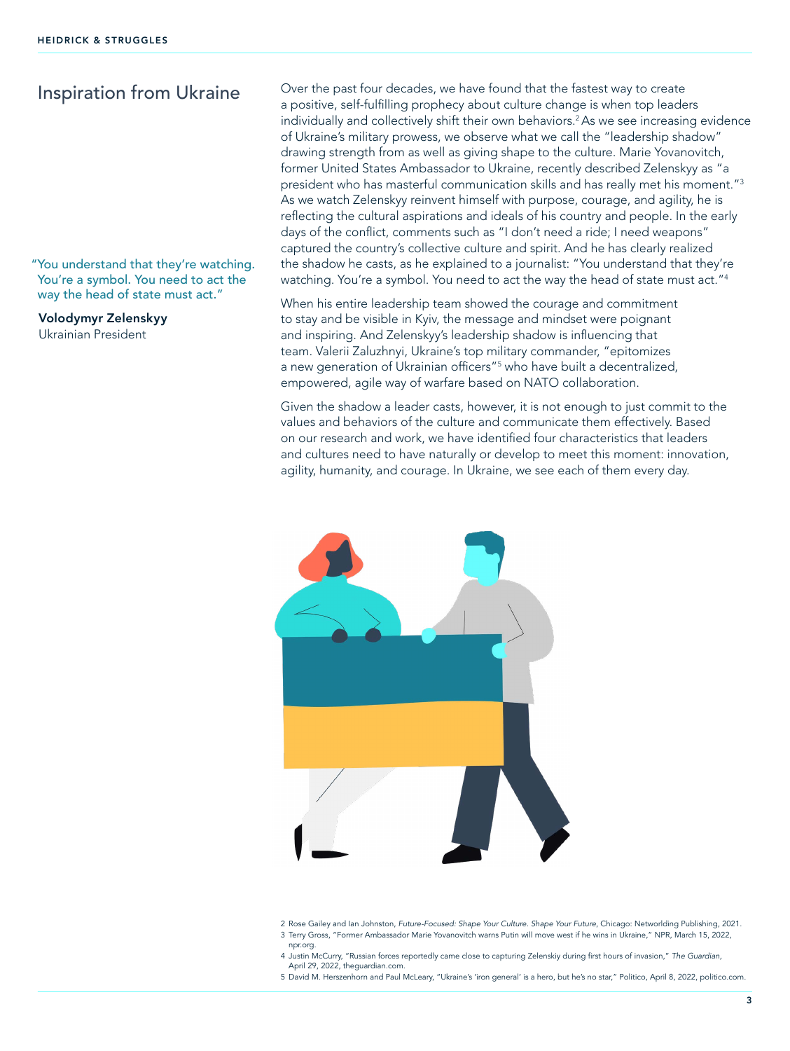## Inspiration from Ukraine

Over the past four decades, we have found that the fastest way to create a positive, self-fulfilling prophecy about culture change is when top leaders individually and collectively shift their own behaviors.[2] As we see increasing evidence of Ukraine's military prowess, we observe what we call the "leadership shadow" drawing strength from as well as giving shape to the culture. Marie Yovanovitch, former United States Ambassador to Ukraine, recently described Zelenskyy as "a president who has masterful communication skills and has really met his moment."[3] As we watch Zelenskyy reinvent himself with purpose, courage, and agility, he is reflecting the cultural aspirations and ideals of his country and people. In the early days of the conflict, comments such as "I don't need a ride; I need weapons" captured the country's collective culture and spirit. And he has clearly realized the shadow he casts, as he explained to a journalist: "You understand that they're watching. You're a symbol. You need to act the way the head of state must act."[4]

> "You understand that they're watching. You're a symbol. You need to act the way the head of state must act."
>
> **Volodymyr Zelenskyy**
> Ukrainian President

When his entire leadership team showed the courage and commitment to stay and be visible in Kyiv, the message and mindset were poignant and inspiring. And Zelenskyy's leadership shadow is influencing that team. Valerii Zaluzhnyi, Ukraine's top military commander, "epitomizes a new generation of Ukrainian officers"[5] who have built a decentralized, empowered, agile way of warfare based on NATO collaboration.

Given the shadow a leader casts, however, it is not enough to just commit to the values and behaviors of the culture and communicate them effectively. Based on our research and work, we have identified four characteristics that leaders and cultures need to have naturally or develop to meet this moment: innovation, agility, humanity, and courage. In Ukraine, we see each of them every day.

---

2 Rose Gailey and Ian Johnston, *Future-Focused: Shape Your Culture. Shape Your Future*, Chicago: Networlding Publishing, 2021.

3 Terry Gross, "Former Ambassador Marie Yovanovitch warns Putin will move west if he wins in Ukraine," NPR, March 15, 2022, npr.org.

4 Justin McCurry, "Russian forces reportedly came close to capturing Zelenskiy during first hours of invasion," *The Guardian*, April 29, 2022, theguardian.com.

5 David M. Herszenhorn and Paul McLeary, "Ukraine's 'iron general' is a hero, but he's no star," Politico, April 8, 2022, politico.com.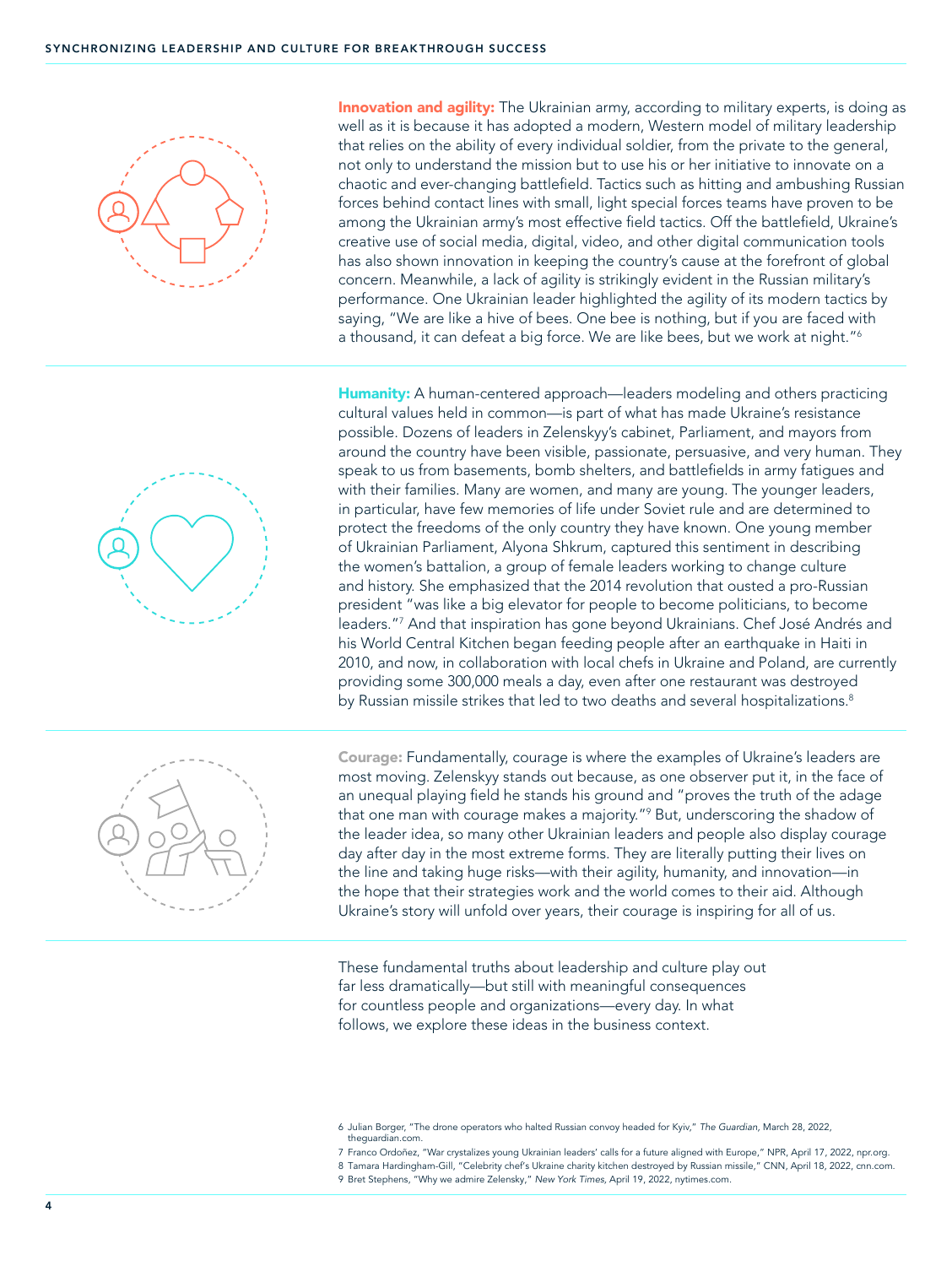**Innovation and agility:** The Ukrainian army, according to military experts, is doing as well as it is because it has adopted a modern, Western model of military leadership that relies on the ability of every individual soldier, from the private to the general, not only to understand the mission but to use his or her initiative to innovate on a chaotic and ever-changing battlefield. Tactics such as hitting and ambushing Russian forces behind contact lines with small, light special forces teams have proven to be among the Ukrainian army's most effective field tactics. Off the battlefield, Ukraine's creative use of social media, digital, video, and other digital communication tools has also shown innovation in keeping the country's cause at the forefront of global concern. Meanwhile, a lack of agility is strikingly evident in the Russian military's performance. One Ukrainian leader highlighted the agility of its modern tactics by saying, "We are like a hive of bees. One bee is nothing, but if you are faced with a thousand, it can defeat a big force. We are like bees, but we work at night."[6]

**Humanity:** A human-centered approach—leaders modeling and others practicing cultural values held in common—is part of what has made Ukraine's resistance possible. Dozens of leaders in Zelenskyy's cabinet, Parliament, and mayors from around the country have been visible, passionate, persuasive, and very human. They speak to us from basements, bomb shelters, and battlefields in army fatigues and with their families. Many are women, and many are young. The younger leaders, in particular, have few memories of life under Soviet rule and are determined to protect the freedoms of the only country they have known. One young member of Ukrainian Parliament, Alyona Shkrum, captured this sentiment in describing the women's battalion, a group of female leaders working to change culture and history. She emphasized that the 2014 revolution that ousted a pro-Russian president "was like a big elevator for people to become politicians, to become leaders."[7] And that inspiration has gone beyond Ukrainians. Chef José Andrés and his World Central Kitchen began feeding people after an earthquake in Haiti in 2010, and now, in collaboration with local chefs in Ukraine and Poland, are currently providing some 300,000 meals a day, even after one restaurant was destroyed by Russian missile strikes that led to two deaths and several hospitalizations.[8]

**Courage:** Fundamentally, courage is where the examples of Ukraine's leaders are most moving. Zelenskyy stands out because, as one observer put it, in the face of an unequal playing field he stands his ground and "proves the truth of the adage that one man with courage makes a majority."[9] But, underscoring the shadow of the leader idea, so many other Ukrainian leaders and people also display courage day after day in the most extreme forms. They are literally putting their lives on the line and taking huge risks—with their agility, humanity, and innovation—in the hope that their strategies work and the world comes to their aid. Although Ukraine's story will unfold over years, their courage is inspiring for all of us.

These fundamental truths about leadership and culture play out far less dramatically—but still with meaningful consequences for countless people and organizations—every day. In what follows, we explore these ideas in the business context.

6 Julian Borger, "The drone operators who halted Russian convoy headed for Kyiv," *The Guardian*, March 28, 2022, theguardian.com.

7 Franco Ordoñez, "War crystalizes young Ukrainian leaders' calls for a future aligned with Europe," NPR, April 17, 2022, npr.org.

8 Tamara Hardingham-Gill, "Celebrity chef's Ukraine charity kitchen destroyed by Russian missile," CNN, April 18, 2022, cnn.com.

9 Bret Stephens, "Why we admire Zelensky," *New York Times*, April 19, 2022, nytimes.com.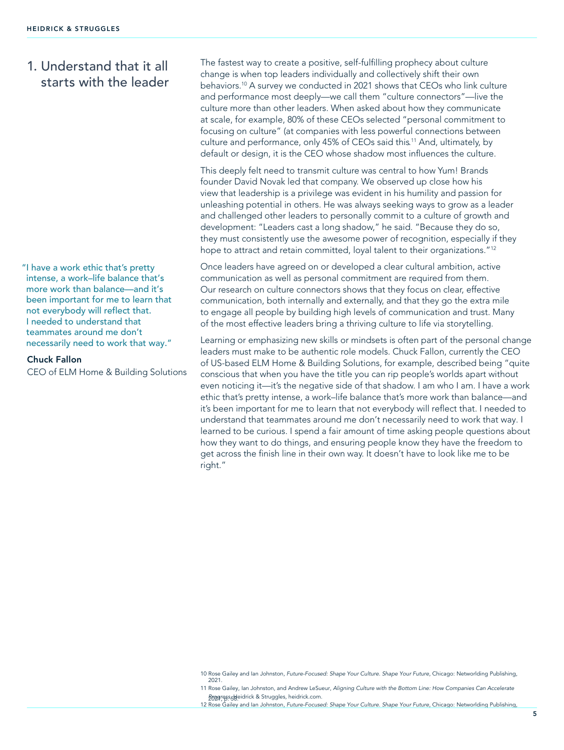## 1. Understand that it all starts with the leader

The fastest way to create a positive, self-fulfilling prophecy about culture change is when top leaders individually and collectively shift their own behaviors.[10] A survey we conducted in 2021 shows that CEOs who link culture and performance most deeply—we call them "culture connectors"—live the culture more than other leaders. When asked about how they communicate at scale, for example, 80% of these CEOs selected "personal commitment to focusing on culture" (at companies with less powerful connections between culture and performance, only 45% of CEOs said this.[11] And, ultimately, by default or design, it is the CEO whose shadow most influences the culture.

This deeply felt need to transmit culture was central to how Yum! Brands founder David Novak led that company. We observed up close how his view that leadership is a privilege was evident in his humility and passion for unleashing potential in others. He was always seeking ways to grow as a leader and challenged other leaders to personally commit to a culture of growth and development: "Leaders cast a long shadow," he said. "Because they do so, they must consistently use the awesome power of recognition, especially if they hope to attract and retain committed, loyal talent to their organizations."[12]

> "I have a work ethic that's pretty intense, a work–life balance that's more work than balance—and it's been important for me to learn that not everybody will reflect that. I needed to understand that teammates around me don't necessarily need to work that way."
>
> **Chuck Fallon**
> CEO of ELM Home & Building Solutions

Once leaders have agreed on or developed a clear cultural ambition, active communication as well as personal commitment are required from them. Our research on culture connectors shows that they focus on clear, effective communication, both internally and externally, and that they go the extra mile to engage all people by building high levels of communication and trust. Many of the most effective leaders bring a thriving culture to life via storytelling.

Learning or emphasizing new skills or mindsets is often part of the personal change leaders must make to be authentic role models. Chuck Fallon, currently the CEO of US-based ELM Home & Building Solutions, for example, described being "quite conscious that when you have the title you can rip people's worlds apart without even noticing it—it's the negative side of that shadow. I am who I am. I have a work ethic that's pretty intense, a work–life balance that's more work than balance—and it's been important for me to learn that not everybody will reflect that. I needed to understand that teammates around me don't necessarily need to work that way. I learned to be curious. I spend a fair amount of time asking people questions about how they want to do things, and ensuring people know they have the freedom to get across the finish line in their own way. It doesn't have to look like me to be right."

10 Rose Gailey and Ian Johnston, *Future-Focused: Shape Your Culture. Shape Your Future*, Chicago: Networlding Publishing, 2021.

11 Rose Gailey, Ian Johnston, and Andrew LeSueur, *Aligning Culture with the Bottom Line: How Companies Can Accelerate Progress*, Heidrick & Struggles, heidrick.com.

12 Rose Gailey and Ian Johnston, *Future-Focused: Shape Your Culture. Shape Your Future*, Chicago: Networlding Publishing, 2021, p. 58.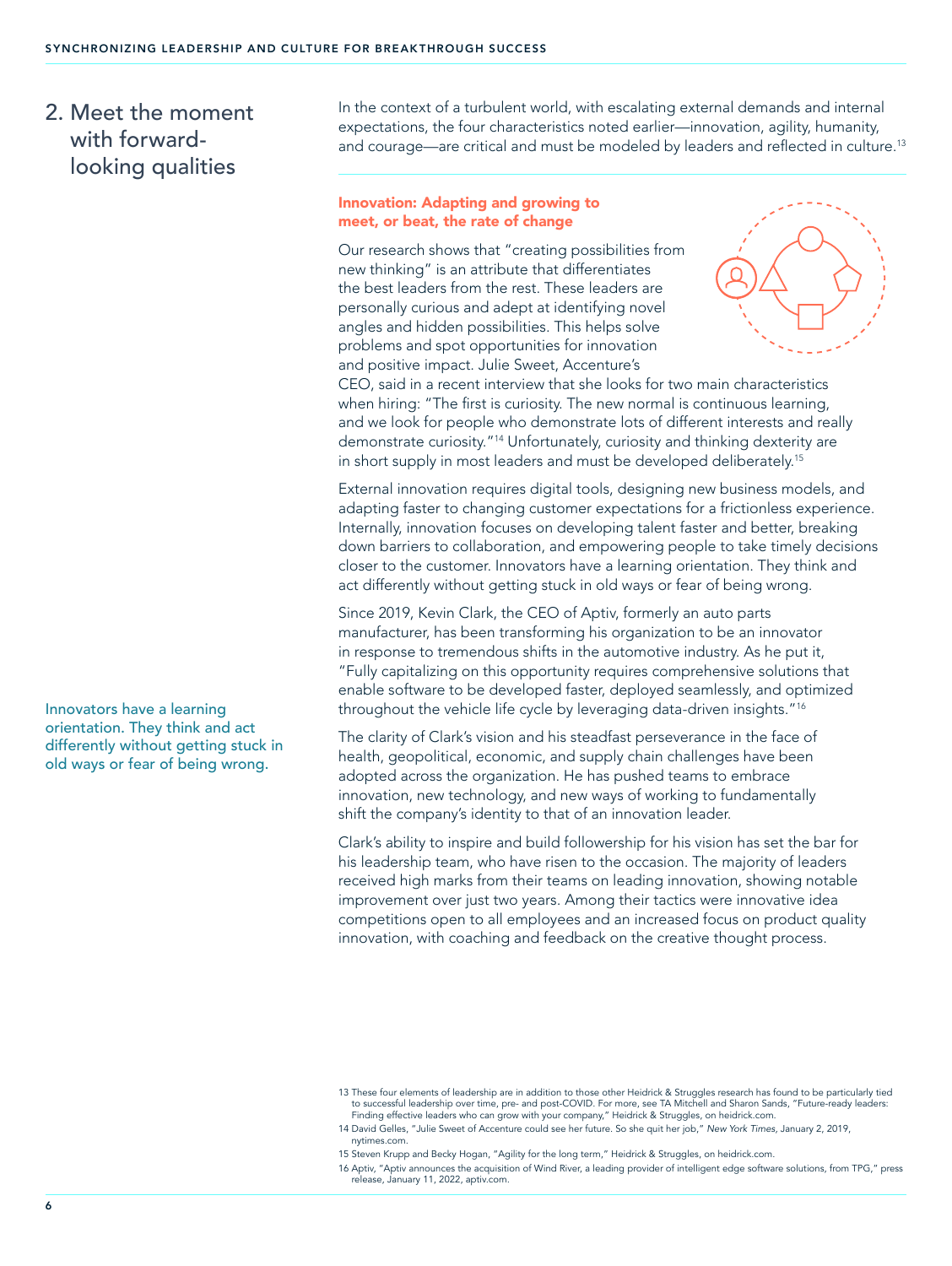## 2. Meet the moment with forward-looking qualities

In the context of a turbulent world, with escalating external demands and internal expectations, the four characteristics noted earlier—innovation, agility, humanity, and courage—are critical and must be modeled by leaders and reflected in culture.[13]

### Innovation: Adapting and growing to meet, or beat, the rate of change

Our research shows that "creating possibilities from new thinking" is an attribute that differentiates the best leaders from the rest. These leaders are personally curious and adept at identifying novel angles and hidden possibilities. This helps solve problems and spot opportunities for innovation and positive impact. Julie Sweet, Accenture's CEO, said in a recent interview that she looks for two main characteristics when hiring: "The first is curiosity. The new normal is continuous learning, and we look for people who demonstrate lots of different interests and really demonstrate curiosity."[14] Unfortunately, curiosity and thinking dexterity are in short supply in most leaders and must be developed deliberately.[15]

External innovation requires digital tools, designing new business models, and adapting faster to changing customer expectations for a frictionless experience. Internally, innovation focuses on developing talent faster and better, breaking down barriers to collaboration, and empowering people to take timely decisions closer to the customer. Innovators have a learning orientation. They think and act differently without getting stuck in old ways or fear of being wrong.

Since 2019, Kevin Clark, the CEO of Aptiv, formerly an auto parts manufacturer, has been transforming his organization to be an innovator in response to tremendous shifts in the automotive industry. As he put it, "Fully capitalizing on this opportunity requires comprehensive solutions that enable software to be developed faster, deployed seamlessly, and optimized throughout the vehicle life cycle by leveraging data-driven insights."[16]

> Innovators have a learning orientation. They think and act differently without getting stuck in old ways or fear of being wrong.

The clarity of Clark's vision and his steadfast perseverance in the face of health, geopolitical, economic, and supply chain challenges have been adopted across the organization. He has pushed teams to embrace innovation, new technology, and new ways of working to fundamentally shift the company's identity to that of an innovation leader.

Clark's ability to inspire and build followership for his vision has set the bar for his leadership team, who have risen to the occasion. The majority of leaders received high marks from their teams on leading innovation, showing notable improvement over just two years. Among their tactics were innovative idea competitions open to all employees and an increased focus on product quality innovation, with coaching and feedback on the creative thought process.

---

13 These four elements of leadership are in addition to those other Heidrick & Struggles research has found to be particularly tied to successful leadership over time, pre- and post-COVID. For more, see TA Mitchell and Sharon Sands, "Future-ready leaders: Finding effective leaders who can grow with your company," Heidrick & Struggles, on heidrick.com.

14 David Gelles, "Julie Sweet of Accenture could see her future. So she quit her job," *New York Times*, January 2, 2019, nytimes.com.

15 Steven Krupp and Becky Hogan, "Agility for the long term," Heidrick & Struggles, on heidrick.com.

16 Aptiv, "Aptiv announces the acquisition of Wind River, a leading provider of intelligent edge software solutions, from TPG," press release, January 11, 2022, aptiv.com.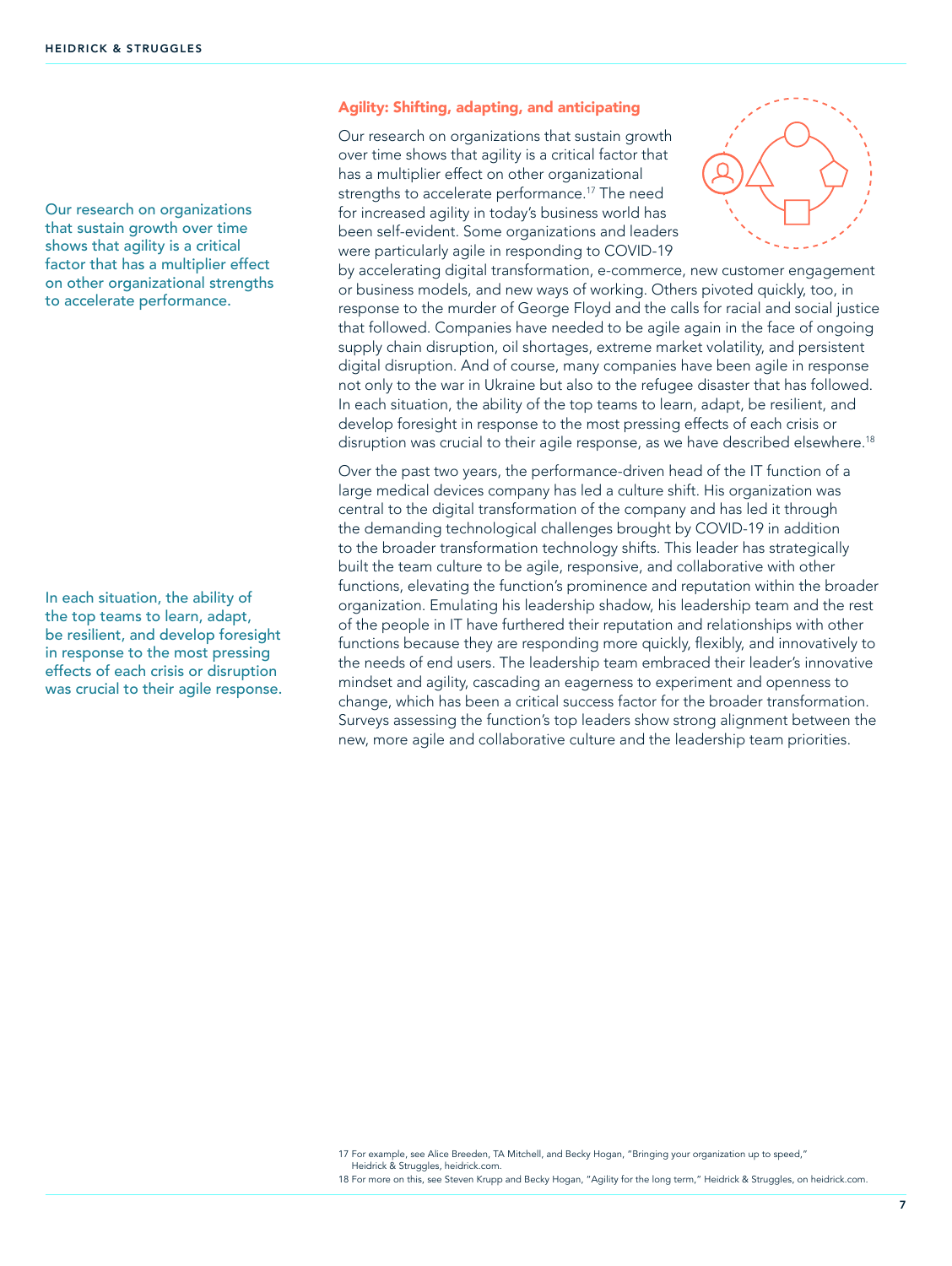### Agility: Shifting, adapting, and anticipating

Our research on organizations that sustain growth over time shows that agility is a critical factor that has a multiplier effect on other organizational strengths to accelerate performance.[17] The need for increased agility in today's business world has been self-evident. Some organizations and leaders were particularly agile in responding to COVID-19 by accelerating digital transformation, e-commerce, new customer engagement or business models, and new ways of working. Others pivoted quickly, too, in response to the murder of George Floyd and the calls for racial and social justice that followed. Companies have needed to be agile again in the face of ongoing supply chain disruption, oil shortages, extreme market volatility, and persistent digital disruption. And of course, many companies have been agile in response not only to the war in Ukraine but also to the refugee disaster that has followed. In each situation, the ability of the top teams to learn, adapt, be resilient, and develop foresight in response to the most pressing effects of each crisis or disruption was crucial to their agile response, as we have described elsewhere.[18]

> Our research on organizations that sustain growth over time shows that agility is a critical factor that has a multiplier effect on other organizational strengths to accelerate performance.

Over the past two years, the performance-driven head of the IT function of a large medical devices company has led a culture shift. His organization was central to the digital transformation of the company and has led it through the demanding technological challenges brought by COVID-19 in addition to the broader transformation technology shifts. This leader has strategically built the team culture to be agile, responsive, and collaborative with other functions, elevating the function's prominence and reputation within the broader organization. Emulating his leadership shadow, his leadership team and the rest of the people in IT have furthered their reputation and relationships with other functions because they are responding more quickly, flexibly, and innovatively to the needs of end users. The leadership team embraced their leader's innovative mindset and agility, cascading an eagerness to experiment and openness to change, which has been a critical success factor for the broader transformation. Surveys assessing the function's top leaders show strong alignment between the new, more agile and collaborative culture and the leadership team priorities.

> In each situation, the ability of the top teams to learn, adapt, be resilient, and develop foresight in response to the most pressing effects of each crisis or disruption was crucial to their agile response.

17 For example, see Alice Breeden, TA Mitchell, and Becky Hogan, "Bringing your organization up to speed," Heidrick & Struggles, heidrick.com.

18 For more on this, see Steven Krupp and Becky Hogan, "Agility for the long term," Heidrick & Struggles, on heidrick.com.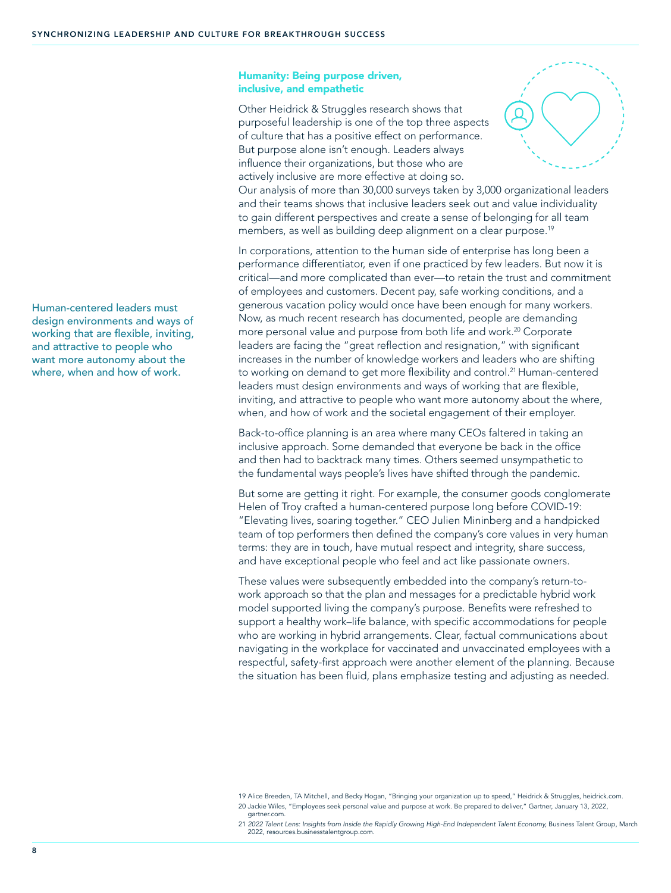### Humanity: Being purpose driven, inclusive, and empathetic

Other Heidrick & Struggles research shows that purposeful leadership is one of the top three aspects of culture that has a positive effect on performance. But purpose alone isn't enough. Leaders always influence their organizations, but those who are actively inclusive are more effective at doing so. Our analysis of more than 30,000 surveys taken by 3,000 organizational leaders and their teams shows that inclusive leaders seek out and value individuality to gain different perspectives and create a sense of belonging for all team members, as well as building deep alignment on a clear purpose.[19]

In corporations, attention to the human side of enterprise has long been a performance differentiator, even if one practiced by few leaders. But now it is critical—and more complicated than ever—to retain the trust and commitment of employees and customers. Decent pay, safe working conditions, and a generous vacation policy would once have been enough for many workers. Now, as much recent research has documented, people are demanding more personal value and purpose from both life and work.[20] Corporate leaders are facing the "great reflection and resignation," with significant increases in the number of knowledge workers and leaders who are shifting to working on demand to get more flexibility and control.[21] Human-centered leaders must design environments and ways of working that are flexible, inviting, and attractive to people who want more autonomy about the where, when, and how of work and the societal engagement of their employer.

Human-centered leaders must design environments and ways of working that are flexible, inviting, and attractive to people who want more autonomy about the where, when and how of work.

Back-to-office planning is an area where many CEOs faltered in taking an inclusive approach. Some demanded that everyone be back in the office and then had to backtrack many times. Others seemed unsympathetic to the fundamental ways people's lives have shifted through the pandemic.

But some are getting it right. For example, the consumer goods conglomerate Helen of Troy crafted a human-centered purpose long before COVID-19: "Elevating lives, soaring together." CEO Julien Mininberg and a handpicked team of top performers then defined the company's core values in very human terms: they are in touch, have mutual respect and integrity, share success, and have exceptional people who feel and act like passionate owners.

These values were subsequently embedded into the company's return-to-work approach so that the plan and messages for a predictable hybrid work model supported living the company's purpose. Benefits were refreshed to support a healthy work–life balance, with specific accommodations for people who are working in hybrid arrangements. Clear, factual communications about navigating in the workplace for vaccinated and unvaccinated employees with a respectful, safety-first approach were another element of the planning. Because the situation has been fluid, plans emphasize testing and adjusting as needed.

19 Alice Breeden, TA Mitchell, and Becky Hogan, "Bringing your organization up to speed," Heidrick & Struggles, heidrick.com.

20 Jackie Wiles, "Employees seek personal value and purpose at work. Be prepared to deliver," Gartner, January 13, 2022, gartner.com.

21 *2022 Talent Lens: Insights from Inside the Rapidly Growing High-End Independent Talent Economy*, Business Talent Group, March 2022, resources.businesstalentgroup.com.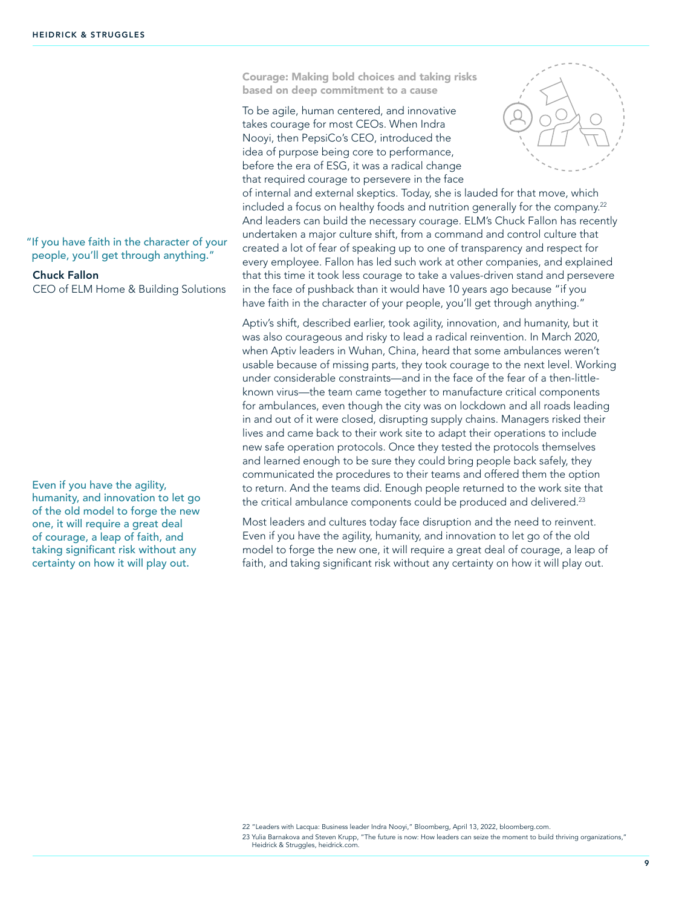### Courage: Making bold choices and taking risks based on deep commitment to a cause

To be agile, human centered, and innovative takes courage for most CEOs. When Indra Nooyi, then PepsiCo's CEO, introduced the idea of purpose being core to performance, before the era of ESG, it was a radical change that required courage to persevere in the face of internal and external skeptics. Today, she is lauded for that move, which included a focus on healthy foods and nutrition generally for the company.[22] And leaders can build the necessary courage. ELM's Chuck Fallon has recently undertaken a major culture shift, from a command and control culture that created a lot of fear of speaking up to one of transparency and respect for every employee. Fallon has led such work at other companies, and explained that this time it took less courage to take a values-driven stand and persevere in the face of pushback than it would have 10 years ago because "if you have faith in the character of your people, you'll get through anything."

> "If you have faith in the character of your people, you'll get through anything."
>
> **Chuck Fallon**
> CEO of ELM Home & Building Solutions

Aptiv's shift, described earlier, took agility, innovation, and humanity, but it was also courageous and risky to lead a radical reinvention. In March 2020, when Aptiv leaders in Wuhan, China, heard that some ambulances weren't usable because of missing parts, they took courage to the next level. Working under considerable constraints—and in the face of the fear of a then-little-known virus—the team came together to manufacture critical components for ambulances, even though the city was on lockdown and all roads leading in and out of it were closed, disrupting supply chains. Managers risked their lives and came back to their work site to adapt their operations to include new safe operation protocols. Once they tested the protocols themselves and learned enough to be sure they could bring people back safely, they communicated the procedures to their teams and offered them the option to return. And the teams did. Enough people returned to the work site that the critical ambulance components could be produced and delivered.[23]

> Even if you have the agility, humanity, and innovation to let go of the old model to forge the new one, it will require a great deal of courage, a leap of faith, and taking significant risk without any certainty on how it will play out.

Most leaders and cultures today face disruption and the need to reinvent. Even if you have the agility, humanity, and innovation to let go of the old model to forge the new one, it will require a great deal of courage, a leap of faith, and taking significant risk without any certainty on how it will play out.

22 "Leaders with Lacqua: Business leader Indra Nooyi," Bloomberg, April 13, 2022, bloomberg.com.

23 Yulia Barnakova and Steven Krupp, "The future is now: How leaders can seize the moment to build thriving organizations," Heidrick & Struggles, heidrick.com.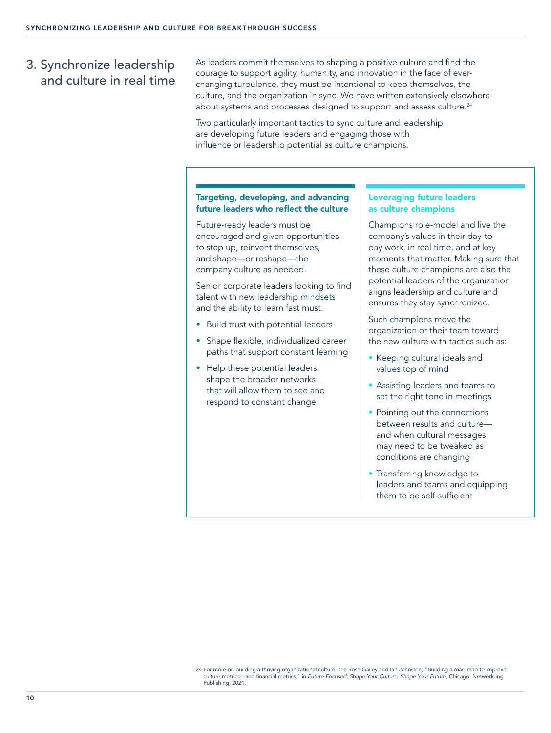## 3. Synchronize leadership and culture in real time

As leaders commit themselves to shaping a positive culture and find the courage to support agility, humanity, and innovation in the face of ever-changing turbulence, they must be intentional to keep themselves, the culture, and the organization in sync. We have written extensively elsewhere about systems and processes designed to support and assess culture.[24]

Two particularly important tactics to sync culture and leadership are developing future leaders and engaging those with influence or leadership potential as culture champions.

### Targeting, developing, and advancing future leaders who reflect the culture

Future-ready leaders must be encouraged and given opportunities to step up, reinvent themselves, and shape—or reshape—the company culture as needed.

Senior corporate leaders looking to find talent with new leadership mindsets and the ability to learn fast must:

- Build trust with potential leaders
- Shape flexible, individualized career paths that support constant learning
- Help these potential leaders shape the broader networks that will allow them to see and respond to constant change

### Leveraging future leaders as culture champions

Champions role-model and live the company's values in their day-to-day work, in real time, and at key moments that matter. Making sure that these culture champions are also the potential leaders of the organization aligns leadership and culture and ensures they stay synchronized.

Such champions move the organization or their team toward the new culture with tactics such as:

- Keeping cultural ideals and values top of mind
- Assisting leaders and teams to set the right tone in meetings
- Pointing out the connections between results and culture—and when cultural messages may need to be tweaked as conditions are changing
- Transferring knowledge to leaders and teams and equipping them to be self-sufficient

24 For more on building a thriving organizational culture, see Rose Gailey and Ian Johnston, "Building a road map to improve culture metrics—and financial metrics," in *Future-Focused: Shape Your Culture. Shape Your Future,* Chicago: Networlding Publishing, 2021.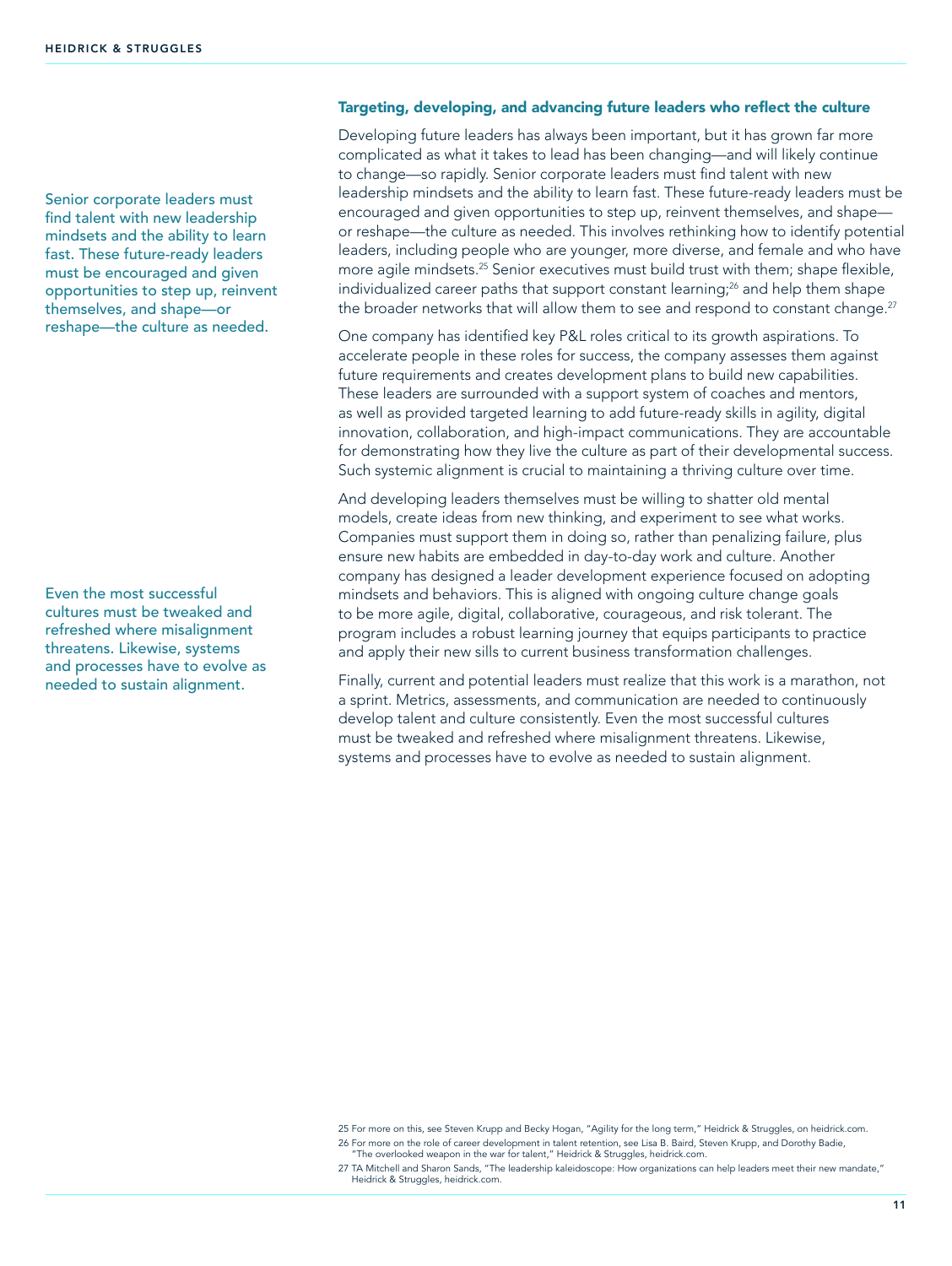Senior corporate leaders must find talent with new leadership mindsets and the ability to learn fast. These future-ready leaders must be encouraged and given opportunities to step up, reinvent themselves, and shape—or reshape—the culture as needed.

### Targeting, developing, and advancing future leaders who reflect the culture

Developing future leaders has always been important, but it has grown far more complicated as what it takes to lead has been changing—and will likely continue to change—so rapidly. Senior corporate leaders must find talent with new leadership mindsets and the ability to learn fast. These future-ready leaders must be encouraged and given opportunities to step up, reinvent themselves, and shape—or reshape—the culture as needed. This involves rethinking how to identify potential leaders, including people who are younger, more diverse, and female and who have more agile mindsets.[25] Senior executives must build trust with them; shape flexible, individualized career paths that support constant learning;[26] and help them shape the broader networks that will allow them to see and respond to constant change.[27]

One company has identified key P&L roles critical to its growth aspirations. To accelerate people in these roles for success, the company assesses them against future requirements and creates development plans to build new capabilities. These leaders are surrounded with a support system of coaches and mentors, as well as provided targeted learning to add future-ready skills in agility, digital innovation, collaboration, and high-impact communications. They are accountable for demonstrating how they live the culture as part of their developmental success. Such systemic alignment is crucial to maintaining a thriving culture over time.

And developing leaders themselves must be willing to shatter old mental models, create ideas from new thinking, and experiment to see what works. Companies must support them in doing so, rather than penalizing failure, plus ensure new habits are embedded in day-to-day work and culture. Another company has designed a leader development experience focused on adopting mindsets and behaviors. This is aligned with ongoing culture change goals to be more agile, digital, collaborative, courageous, and risk tolerant. The program includes a robust learning journey that equips participants to practice and apply their new sills to current business transformation challenges.

Even the most successful cultures must be tweaked and refreshed where misalignment threatens. Likewise, systems and processes have to evolve as needed to sustain alignment.

Finally, current and potential leaders must realize that this work is a marathon, not a sprint. Metrics, assessments, and communication are needed to continuously develop talent and culture consistently. Even the most successful cultures must be tweaked and refreshed where misalignment threatens. Likewise, systems and processes have to evolve as needed to sustain alignment.

25 For more on this, see Steven Krupp and Becky Hogan, "Agility for the long term," Heidrick & Struggles, on heidrick.com.

26 For more on the role of career development in talent retention, see Lisa B. Baird, Steven Krupp, and Dorothy Badie, "The overlooked weapon in the war for talent," Heidrick & Struggles, heidrick.com.

27 TA Mitchell and Sharon Sands, "The leadership kaleidoscope: How organizations can help leaders meet their new mandate," Heidrick & Struggles, heidrick.com.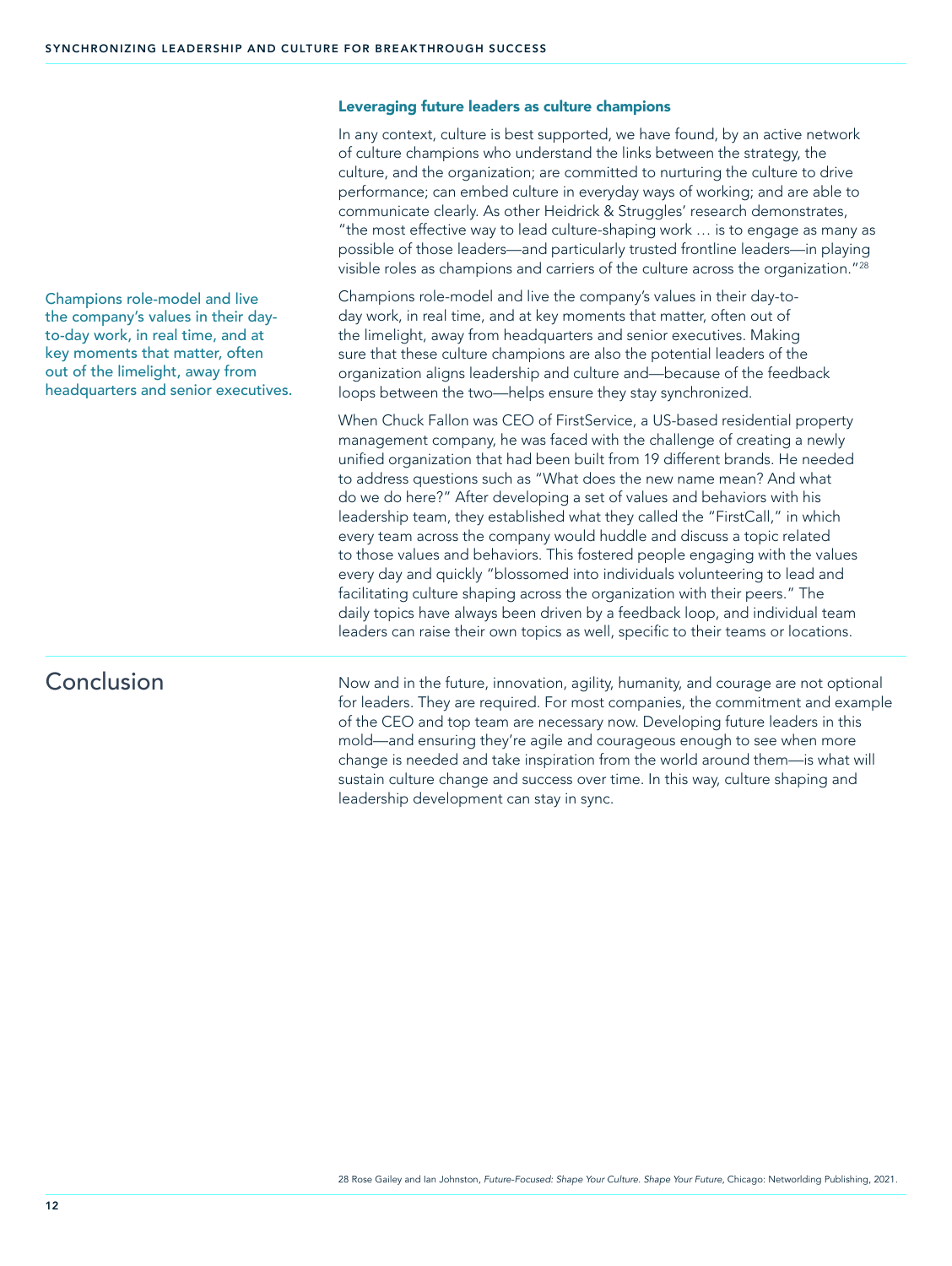### Leveraging future leaders as culture champions

In any context, culture is best supported, we have found, by an active network of culture champions who understand the links between the strategy, the culture, and the organization; are committed to nurturing the culture to drive performance; can embed culture in everyday ways of working; and are able to communicate clearly. As other Heidrick & Struggles' research demonstrates, "the most effective way to lead culture-shaping work … is to engage as many as possible of those leaders—and particularly trusted frontline leaders—in playing visible roles as champions and carriers of the culture across the organization."[28]

Champions role-model and live the company's values in their day-to-day work, in real time, and at key moments that matter, often out of the limelight, away from headquarters and senior executives.

Champions role-model and live the company's values in their day-to-day work, in real time, and at key moments that matter, often out of the limelight, away from headquarters and senior executives. Making sure that these culture champions are also the potential leaders of the organization aligns leadership and culture and—because of the feedback loops between the two—helps ensure they stay synchronized.

When Chuck Fallon was CEO of FirstService, a US-based residential property management company, he was faced with the challenge of creating a newly unified organization that had been built from 19 different brands. He needed to address questions such as "What does the new name mean? And what do we do here?" After developing a set of values and behaviors with his leadership team, they established what they called the "FirstCall," in which every team across the company would huddle and discuss a topic related to those values and behaviors. This fostered people engaging with the values every day and quickly "blossomed into individuals volunteering to lead and facilitating culture shaping across the organization with their peers." The daily topics have always been driven by a feedback loop, and individual team leaders can raise their own topics as well, specific to their teams or locations.

## Conclusion

Now and in the future, innovation, agility, humanity, and courage are not optional for leaders. They are required. For most companies, the commitment and example of the CEO and top team are necessary now. Developing future leaders in this mold—and ensuring they're agile and courageous enough to see when more change is needed and take inspiration from the world around them—is what will sustain culture change and success over time. In this way, culture shaping and leadership development can stay in sync.

28 Rose Gailey and Ian Johnston, *Future-Focused: Shape Your Culture. Shape Your Future*, Chicago: Networlding Publishing, 2021.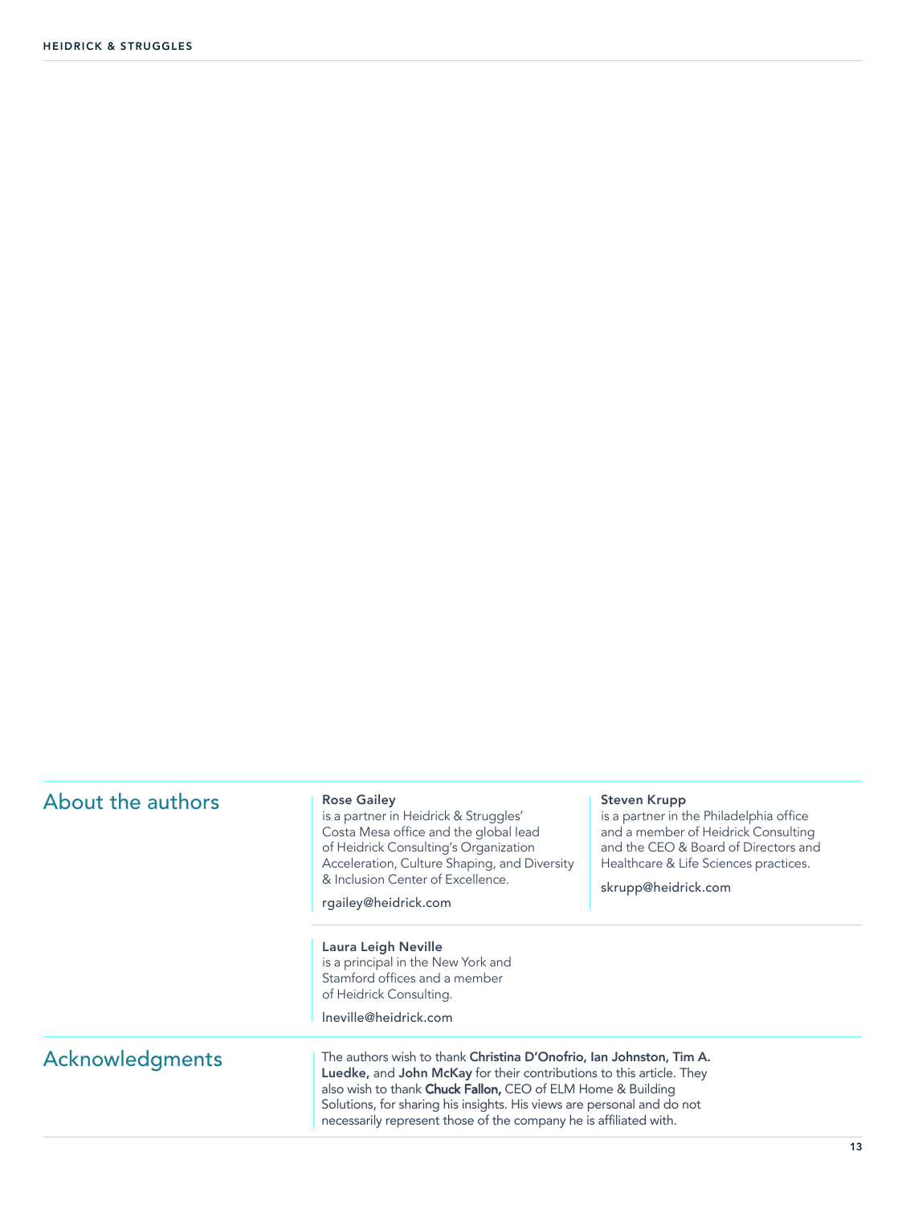## About the authors

**Rose Gailey**
is a partner in Heidrick & Struggles' Costa Mesa office and the global lead of Heidrick Consulting's Organization Acceleration, Culture Shaping, and Diversity & Inclusion Center of Excellence.

rgailey@heidrick.com

**Steven Krupp**
is a partner in the Philadelphia office and a member of Heidrick Consulting and the CEO & Board of Directors and Healthcare & Life Sciences practices.

skrupp@heidrick.com

**Laura Leigh Neville**
is a principal in the New York and Stamford offices and a member of Heidrick Consulting.

lneville@heidrick.com

## Acknowledgments

The authors wish to thank **Christina D'Onofrio, Ian Johnston, Tim A. Luedke,** and **John McKay** for their contributions to this article. They also wish to thank **Chuck Fallon,** CEO of ELM Home & Building Solutions, for sharing his insights. His views are personal and do not necessarily represent those of the company he is affiliated with.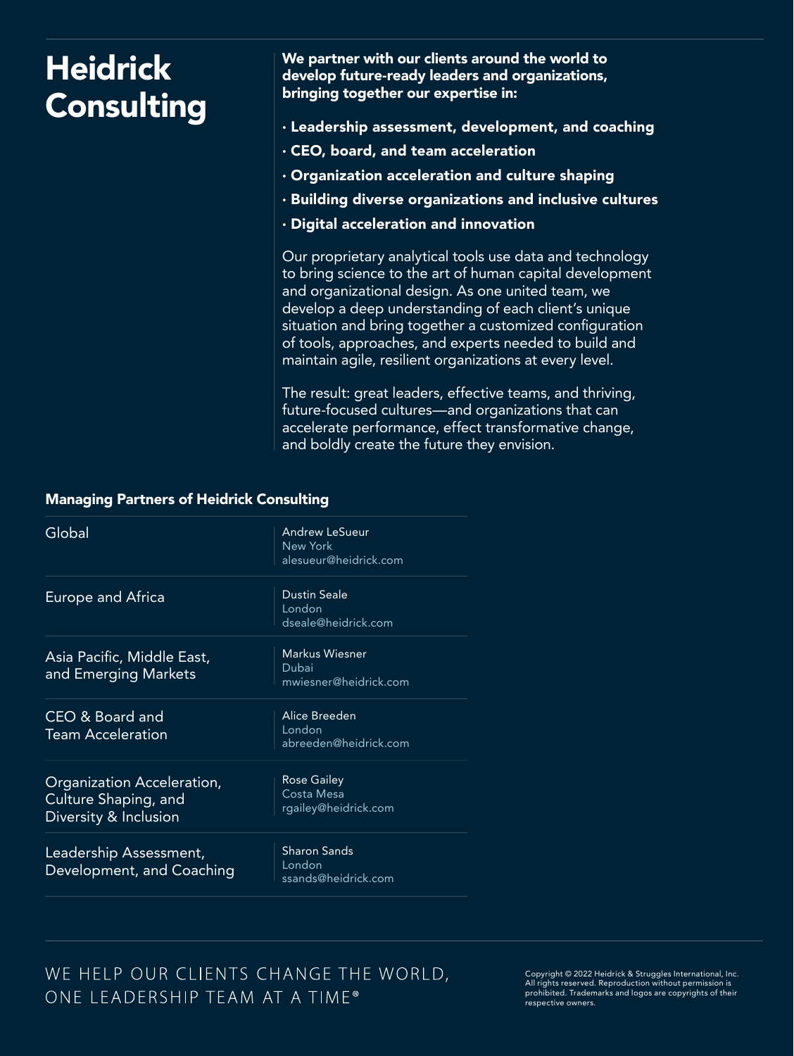# Heidrick Consulting

**We partner with our clients around the world to develop future-ready leaders and organizations, bringing together our expertise in:**

- **Leadership assessment, development, and coaching**
- **CEO, board, and team acceleration**
- **Organization acceleration and culture shaping**
- **Building diverse organizations and inclusive cultures**
- **Digital acceleration and innovation**

Our proprietary analytical tools use data and technology to bring science to the art of human capital development and organizational design. As one united team, we develop a deep understanding of each client's unique situation and bring together a customized configuration of tools, approaches, and experts needed to build and maintain agile, resilient organizations at every level.

The result: great leaders, effective teams, and thriving, future-focused cultures—and organizations that can accelerate performance, effect transformative change, and boldly create the future they envision.

## Managing Partners of Heidrick Consulting

| | |
|---|---|
| Global | Andrew LeSueur<br>New York<br>alesueur@heidrick.com |
| Europe and Africa | Dustin Seale<br>London<br>dseale@heidrick.com |
| Asia Pacific, Middle East, and Emerging Markets | Markus Wiesner<br>Dubai<br>mwiesner@heidrick.com |
| CEO & Board and Team Acceleration | Alice Breeden<br>London<br>abreeden@heidrick.com |
| Organization Acceleration, Culture Shaping, and Diversity & Inclusion | Rose Gailey<br>Costa Mesa<br>rgailey@heidrick.com |
| Leadership Assessment, Development, and Coaching | Sharon Sands<br>London<br>ssands@heidrick.com |

WE HELP OUR CLIENTS CHANGE THE WORLD, ONE LEADERSHIP TEAM AT A TIME®

Copyright © 2022 Heidrick & Struggles International, Inc. All rights reserved. Reproduction without permission is prohibited. Trademarks and logos are copyrights of their respective owners.